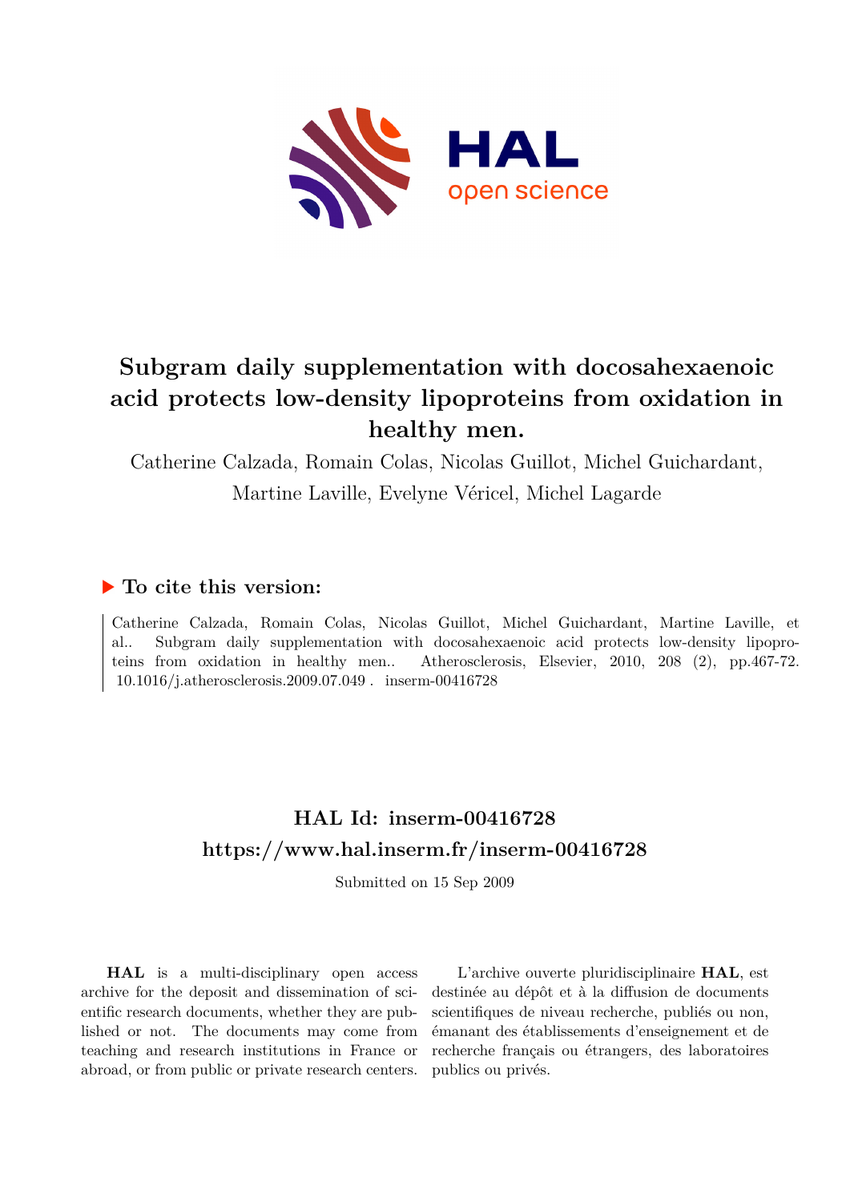# Subgram daily supplementation with docosahexaenoic acid protects low-density lipoproteins from oxidation in healthy men.

Catherine Calzada, Romain Colas, Nicolas Guillot, Michel Guichardant, Martine Laville, Evelyne Véricel, Michel Lagarde

## ▶ To cite this version:

Catherine Calzada, Romain Colas, Nicolas Guillot, Michel Guichardant, Martine Laville, et al.. Subgram daily supplementation with docosahexaenoic acid protects low-density lipoproteins from oxidation in healthy men.. Atherosclerosis, Elsevier, 2010, 208 (2), pp.467-72. 10.1016/j.atherosclerosis.2009.07.049 . inserm-00416728

## HAL Id: inserm-00416728

## https://www.hal.inserm.fr/inserm-00416728

Submitted on 15 Sep 2009

**HAL** is a multi-disciplinary open access archive for the deposit and dissemination of scientific research documents, whether they are published or not. The documents may come from teaching and research institutions in France or abroad, or from public or private research centers.

L'archive ouverte pluridisciplinaire **HAL**, est destinée au dépôt et à la diffusion de documents scientifiques de niveau recherche, publiés ou non, émanant des établissements d'enseignement et de recherche français ou étrangers, des laboratoires publics ou privés.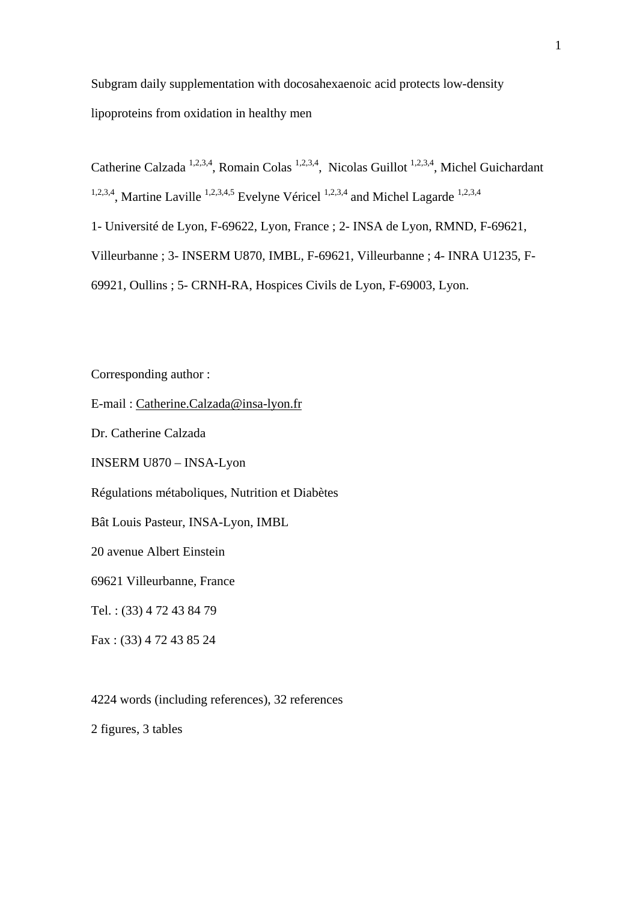Subgram daily supplementation with docosahexaenoic acid protects low-density lipoproteins from oxidation in healthy men

Catherine Calzada [1,2,3,4], Romain Colas [1,2,3,4], Nicolas Guillot [1,2,3,4], Michel Guichardant [1,2,3,4], Martine Laville [1,2,3,4,5] Evelyne Véricel [1,2,3,4] and Michel Lagarde [1,2,3,4]

1- Université de Lyon, F-69622, Lyon, France ; 2- INSA de Lyon, RMND, F-69621, Villeurbanne ; 3- INSERM U870, IMBL, F-69621, Villeurbanne ; 4- INRA U1235, F-69921, Oullins ; 5- CRNH-RA, Hospices Civils de Lyon, F-69003, Lyon.

Corresponding author :

E-mail : Catherine.Calzada@insa-lyon.fr

Dr. Catherine Calzada

INSERM U870 – INSA-Lyon

Régulations métaboliques, Nutrition et Diabètes

Bât Louis Pasteur, INSA-Lyon, IMBL

20 avenue Albert Einstein

69621 Villeurbanne, France

Tel. : (33) 4 72 43 84 79

Fax : (33) 4 72 43 85 24

4224 words (including references), 32 references

2 figures, 3 tables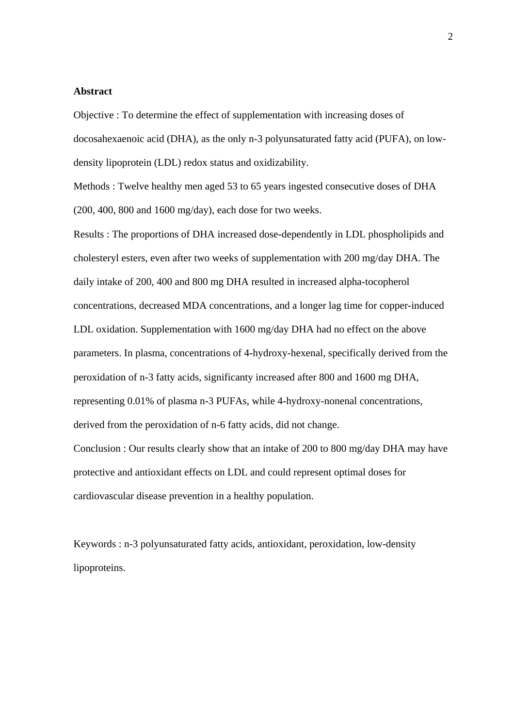**Abstract**

Objective : To determine the effect of supplementation with increasing doses of docosahexaenoic acid (DHA), as the only n-3 polyunsaturated fatty acid (PUFA), on low-density lipoprotein (LDL) redox status and oxidizability.

Methods : Twelve healthy men aged 53 to 65 years ingested consecutive doses of DHA (200, 400, 800 and 1600 mg/day), each dose for two weeks.

Results : The proportions of DHA increased dose-dependently in LDL phospholipids and cholesteryl esters, even after two weeks of supplementation with 200 mg/day DHA. The daily intake of 200, 400 and 800 mg DHA resulted in increased alpha-tocopherol concentrations, decreased MDA concentrations, and a longer lag time for copper-induced LDL oxidation. Supplementation with 1600 mg/day DHA had no effect on the above parameters. In plasma, concentrations of 4-hydroxy-hexenal, specifically derived from the peroxidation of n-3 fatty acids, significanty increased after 800 and 1600 mg DHA, representing 0.01% of plasma n-3 PUFAs, while 4-hydroxy-nonenal concentrations, derived from the peroxidation of n-6 fatty acids, did not change.

Conclusion : Our results clearly show that an intake of 200 to 800 mg/day DHA may have protective and antioxidant effects on LDL and could represent optimal doses for cardiovascular disease prevention in a healthy population.

Keywords : n-3 polyunsaturated fatty acids, antioxidant, peroxidation, low-density lipoproteins.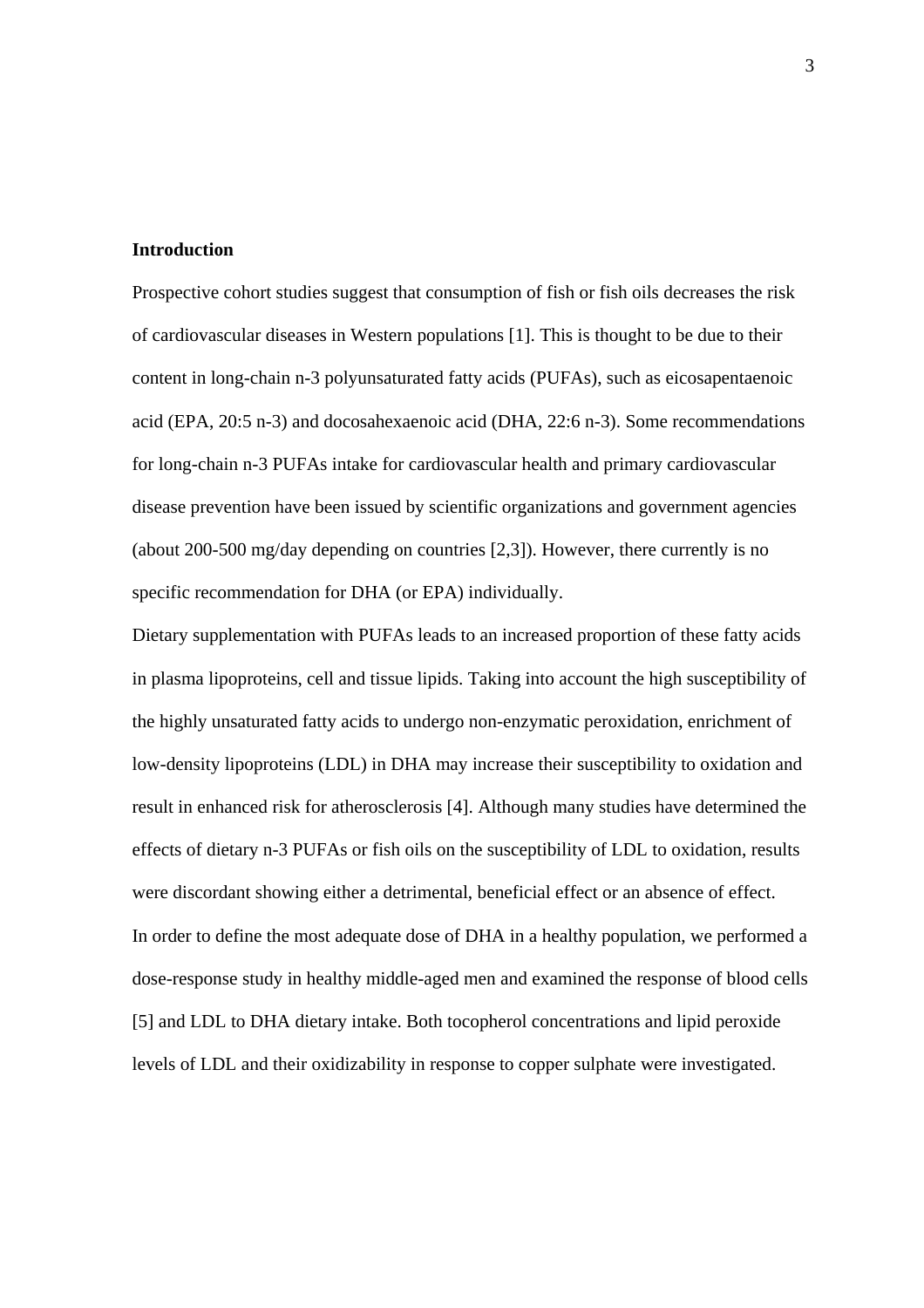**Introduction**

Prospective cohort studies suggest that consumption of fish or fish oils decreases the risk of cardiovascular diseases in Western populations [1]. This is thought to be due to their content in long-chain n-3 polyunsaturated fatty acids (PUFAs), such as eicosapentaenoic acid (EPA, 20:5 n-3) and docosahexaenoic acid (DHA, 22:6 n-3). Some recommendations for long-chain n-3 PUFAs intake for cardiovascular health and primary cardiovascular disease prevention have been issued by scientific organizations and government agencies (about 200-500 mg/day depending on countries [2,3]). However, there currently is no specific recommendation for DHA (or EPA) individually.

Dietary supplementation with PUFAs leads to an increased proportion of these fatty acids in plasma lipoproteins, cell and tissue lipids. Taking into account the high susceptibility of the highly unsaturated fatty acids to undergo non-enzymatic peroxidation, enrichment of low-density lipoproteins (LDL) in DHA may increase their susceptibility to oxidation and result in enhanced risk for atherosclerosis [4]. Although many studies have determined the effects of dietary n-3 PUFAs or fish oils on the susceptibility of LDL to oxidation, results were discordant showing either a detrimental, beneficial effect or an absence of effect.

In order to define the most adequate dose of DHA in a healthy population, we performed a dose-response study in healthy middle-aged men and examined the response of blood cells [5] and LDL to DHA dietary intake. Both tocopherol concentrations and lipid peroxide levels of LDL and their oxidizability in response to copper sulphate were investigated.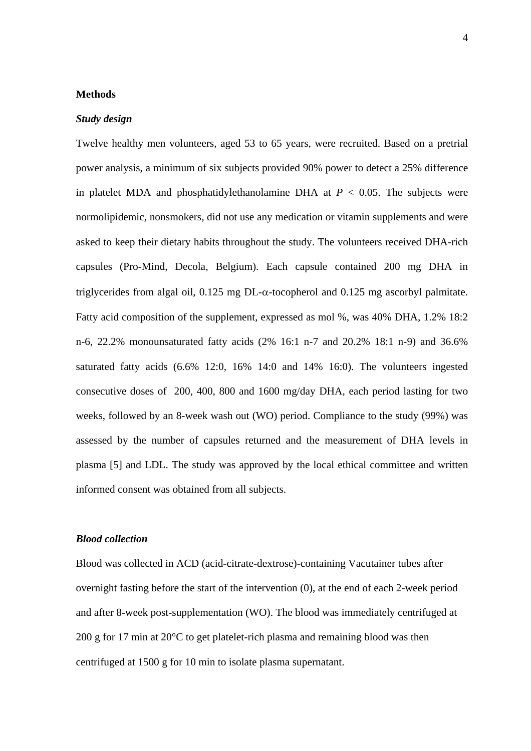## Methods

### *Study design*

Twelve healthy men volunteers, aged 53 to 65 years, were recruited. Based on a pretrial power analysis, a minimum of six subjects provided 90% power to detect a 25% difference in platelet MDA and phosphatidylethanolamine DHA at $P < 0.05$. The subjects were normolipidemic, nonsmokers, did not use any medication or vitamin supplements and were asked to keep their dietary habits throughout the study. The volunteers received DHA-rich capsules (Pro-Mind, Decola, Belgium). Each capsule contained 200 mg DHA in triglycerides from algal oil, 0.125 mg DL-$\alpha$-tocopherol and 0.125 mg ascorbyl palmitate. Fatty acid composition of the supplement, expressed as mol %, was 40% DHA, 1.2% 18:2 n-6, 22.2% monounsaturated fatty acids (2% 16:1 n-7 and 20.2% 18:1 n-9) and 36.6% saturated fatty acids (6.6% 12:0, 16% 14:0 and 14% 16:0). The volunteers ingested consecutive doses of 200, 400, 800 and 1600 mg/day DHA, each period lasting for two weeks, followed by an 8-week wash out (WO) period. Compliance to the study (99%) was assessed by the number of capsules returned and the measurement of DHA levels in plasma [5] and LDL. The study was approved by the local ethical committee and written informed consent was obtained from all subjects.

### *Blood collection*

Blood was collected in ACD (acid-citrate-dextrose)-containing Vacutainer tubes after overnight fasting before the start of the intervention (0), at the end of each 2-week period and after 8-week post-supplementation (WO). The blood was immediately centrifuged at 200 g for 17 min at 20°C to get platelet-rich plasma and remaining blood was then centrifuged at 1500 g for 10 min to isolate plasma supernatant.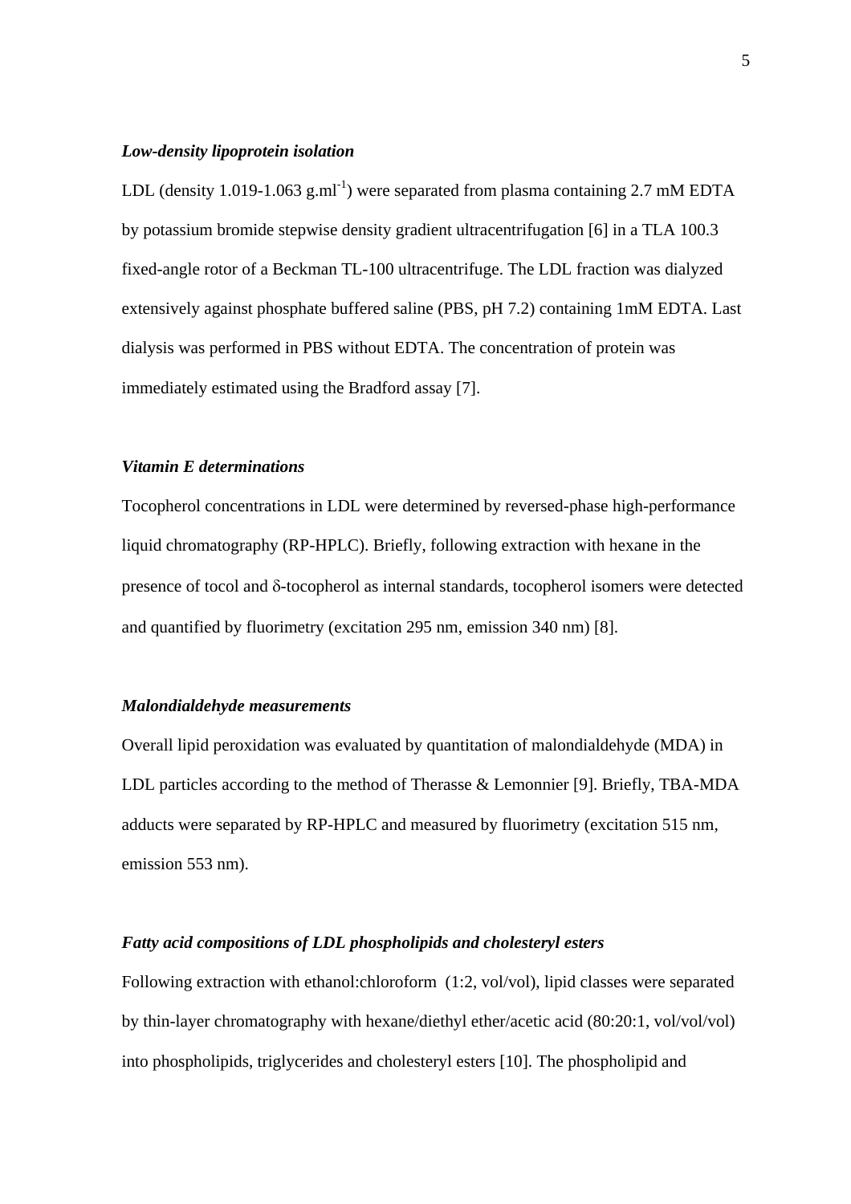### *Low-density lipoprotein isolation*

LDL (density 1.019-1.063 $g.ml^{-1}$) were separated from plasma containing 2.7 mM EDTA by potassium bromide stepwise density gradient ultracentrifugation [6] in a TLA 100.3 fixed-angle rotor of a Beckman TL-100 ultracentrifuge. The LDL fraction was dialyzed extensively against phosphate buffered saline (PBS, pH 7.2) containing 1mM EDTA. Last dialysis was performed in PBS without EDTA. The concentration of protein was immediately estimated using the Bradford assay [7].

### *Vitamin E determinations*

Tocopherol concentrations in LDL were determined by reversed-phase high-performance liquid chromatography (RP-HPLC). Briefly, following extraction with hexane in the presence of tocol and δ-tocopherol as internal standards, tocopherol isomers were detected and quantified by fluorimetry (excitation 295 nm, emission 340 nm) [8].

### *Malondialdehyde measurements*

Overall lipid peroxidation was evaluated by quantitation of malondialdehyde (MDA) in LDL particles according to the method of Therasse & Lemonnier [9]. Briefly, TBA-MDA adducts were separated by RP-HPLC and measured by fluorimetry (excitation 515 nm, emission 553 nm).

### *Fatty acid compositions of LDL phospholipids and cholesteryl esters*

Following extraction with ethanol:chloroform (1:2, vol/vol), lipid classes were separated by thin-layer chromatography with hexane/diethyl ether/acetic acid (80:20:1, vol/vol/vol) into phospholipids, triglycerides and cholesteryl esters [10]. The phospholipid and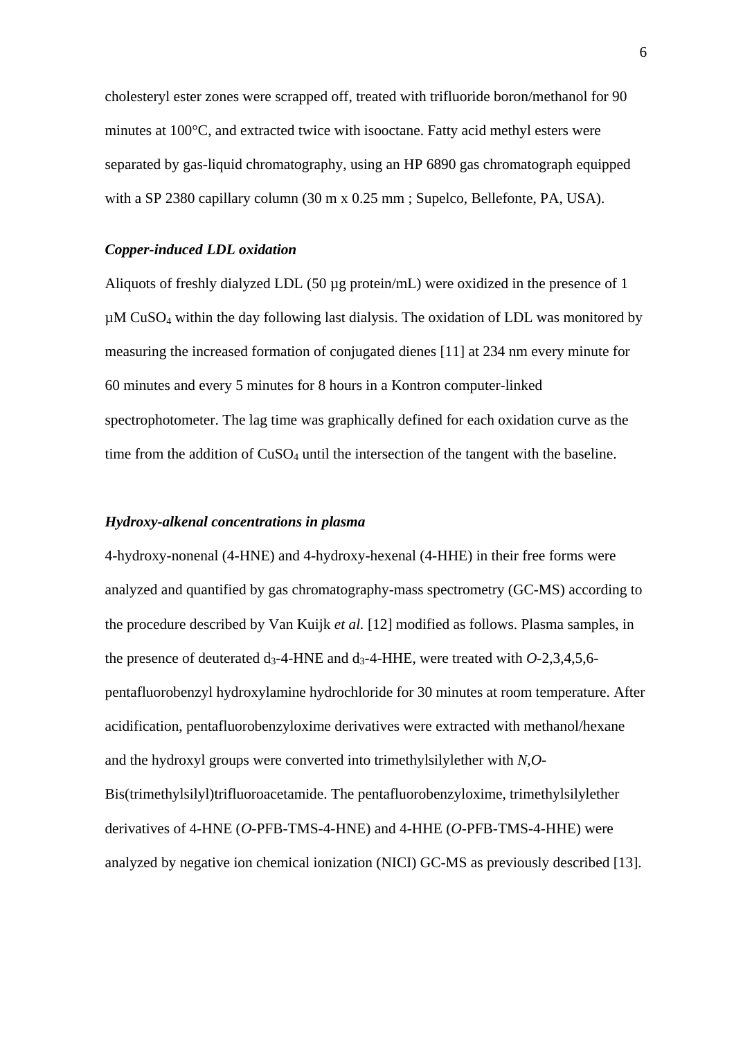cholesteryl ester zones were scrapped off, treated with trifluoride boron/methanol for 90 minutes at 100°C, and extracted twice with isooctane. Fatty acid methyl esters were separated by gas-liquid chromatography, using an HP 6890 gas chromatograph equipped with a SP 2380 capillary column (30 m x 0.25 mm ; Supelco, Bellefonte, PA, USA).

### *Copper-induced LDL oxidation*

Aliquots of freshly dialyzed LDL (50 µg protein/mL) were oxidized in the presence of 1 µM $CuSO_4$ within the day following last dialysis. The oxidation of LDL was monitored by measuring the increased formation of conjugated dienes [11] at 234 nm every minute for 60 minutes and every 5 minutes for 8 hours in a Kontron computer-linked spectrophotometer. The lag time was graphically defined for each oxidation curve as the time from the addition of $CuSO_4$ until the intersection of the tangent with the baseline.

### *Hydroxy-alkenal concentrations in plasma*

4-hydroxy-nonenal (4-HNE) and 4-hydroxy-hexenal (4-HHE) in their free forms were analyzed and quantified by gas chromatography-mass spectrometry (GC-MS) according to the procedure described by Van Kuijk *et al.* [12] modified as follows. Plasma samples, in the presence of deuterated $d_3$-4-HNE and $d_3$-4-HHE, were treated with *O*-2,3,4,5,6-pentafluorobenzyl hydroxylamine hydrochloride for 30 minutes at room temperature. After acidification, pentafluorobenzyloxime derivatives were extracted with methanol/hexane and the hydroxyl groups were converted into trimethylsilylether with *N*,*O*-Bis(trimethylsilyl)trifluoroacetamide. The pentafluorobenzyloxime, trimethylsilylether derivatives of 4-HNE (*O*-PFB-TMS-4-HNE) and 4-HHE (*O*-PFB-TMS-4-HHE) were analyzed by negative ion chemical ionization (NICI) GC-MS as previously described [13].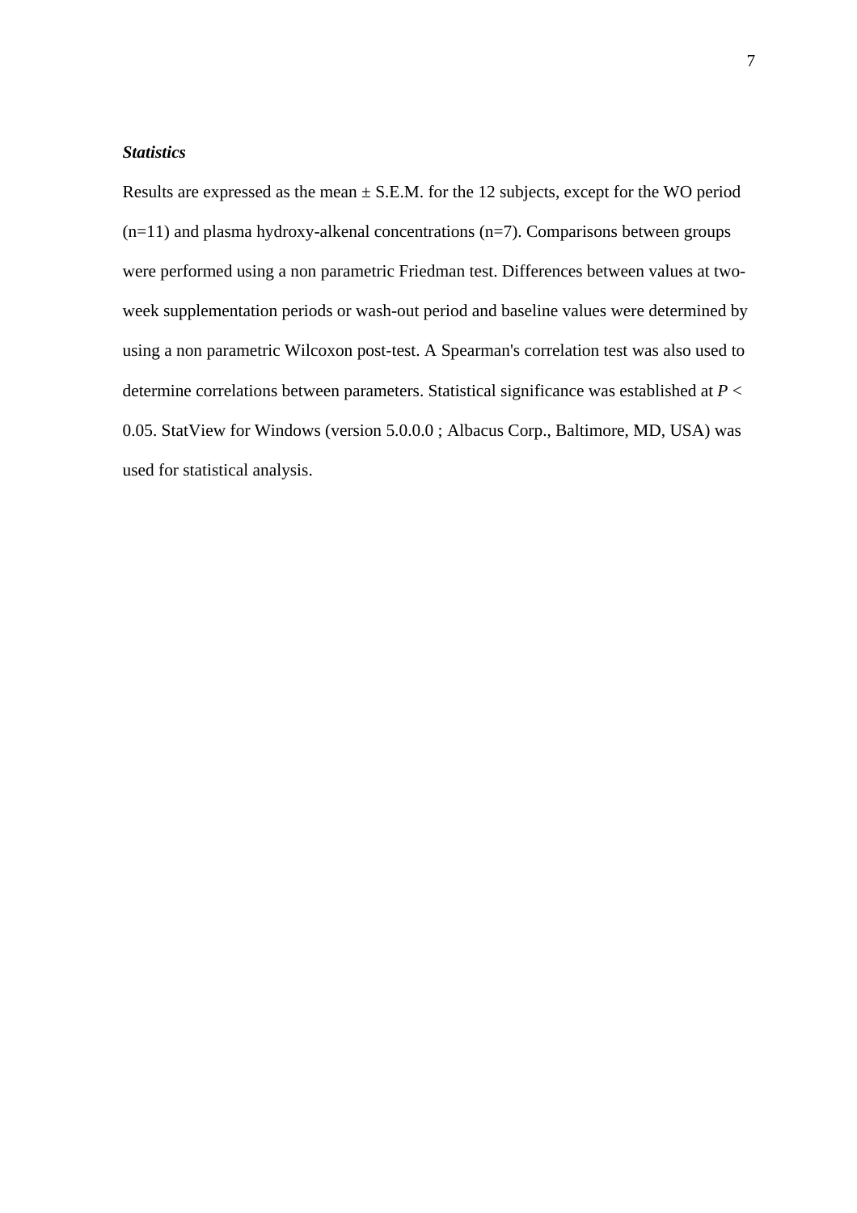***Statistics***

Results are expressed as the mean ± S.E.M. for the 12 subjects, except for the WO period (n=11) and plasma hydroxy-alkenal concentrations (n=7). Comparisons between groups were performed using a non parametric Friedman test. Differences between values at two-week supplementation periods or wash-out period and baseline values were determined by using a non parametric Wilcoxon post-test. A Spearman's correlation test was also used to determine correlations between parameters. Statistical significance was established at $P < 0.05$. StatView for Windows (version 5.0.0.0 ; Albacus Corp., Baltimore, MD, USA) was used for statistical analysis.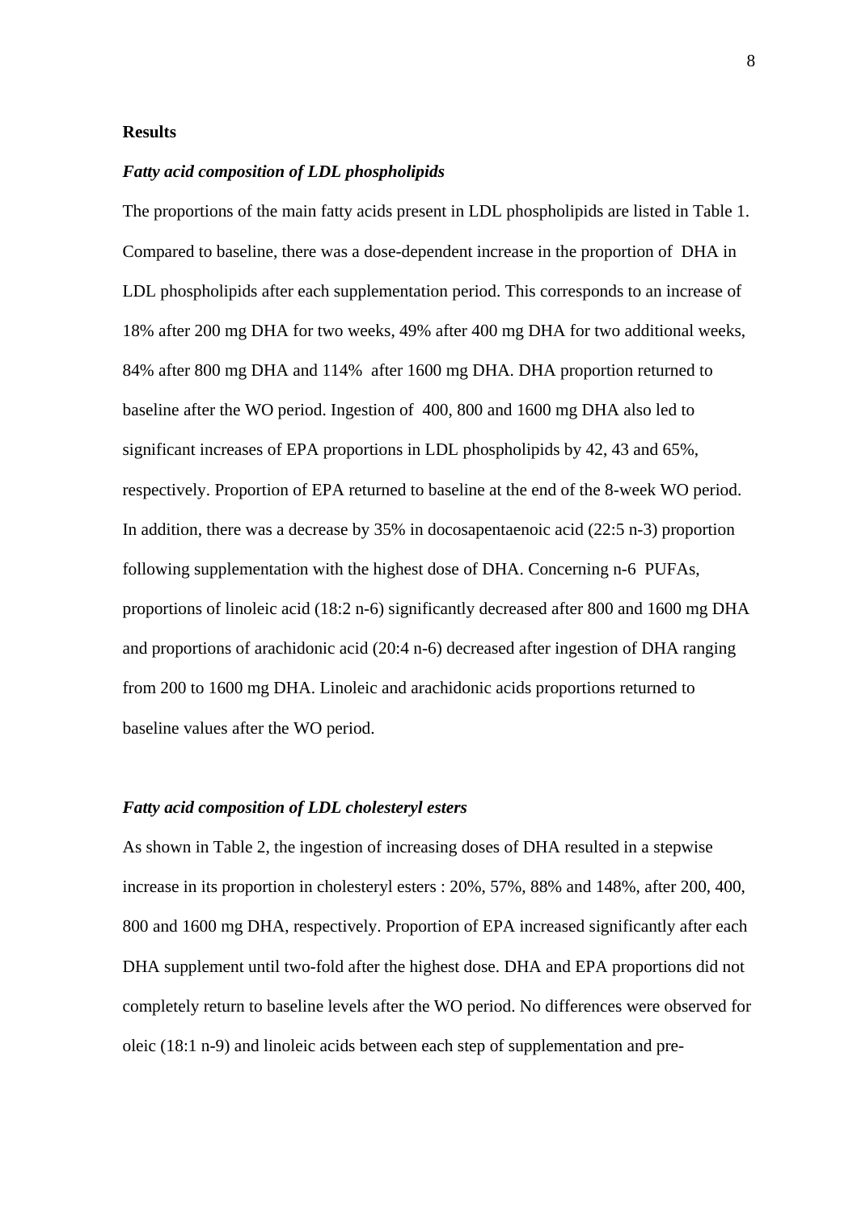## Results

### *Fatty acid composition of LDL phospholipids*

The proportions of the main fatty acids present in LDL phospholipids are listed in Table 1. Compared to baseline, there was a dose-dependent increase in the proportion of DHA in LDL phospholipids after each supplementation period. This corresponds to an increase of 18% after 200 mg DHA for two weeks, 49% after 400 mg DHA for two additional weeks, 84% after 800 mg DHA and 114% after 1600 mg DHA. DHA proportion returned to baseline after the WO period. Ingestion of 400, 800 and 1600 mg DHA also led to significant increases of EPA proportions in LDL phospholipids by 42, 43 and 65%, respectively. Proportion of EPA returned to baseline at the end of the 8-week WO period. In addition, there was a decrease by 35% in docosapentaenoic acid (22:5 n-3) proportion following supplementation with the highest dose of DHA. Concerning n-6 PUFAs, proportions of linoleic acid (18:2 n-6) significantly decreased after 800 and 1600 mg DHA and proportions of arachidonic acid (20:4 n-6) decreased after ingestion of DHA ranging from 200 to 1600 mg DHA. Linoleic and arachidonic acids proportions returned to baseline values after the WO period.

### *Fatty acid composition of LDL cholesteryl esters*

As shown in Table 2, the ingestion of increasing doses of DHA resulted in a stepwise increase in its proportion in cholesteryl esters : 20%, 57%, 88% and 148%, after 200, 400, 800 and 1600 mg DHA, respectively. Proportion of EPA increased significantly after each DHA supplement until two-fold after the highest dose. DHA and EPA proportions did not completely return to baseline levels after the WO period. No differences were observed for oleic (18:1 n-9) and linoleic acids between each step of supplementation and pre-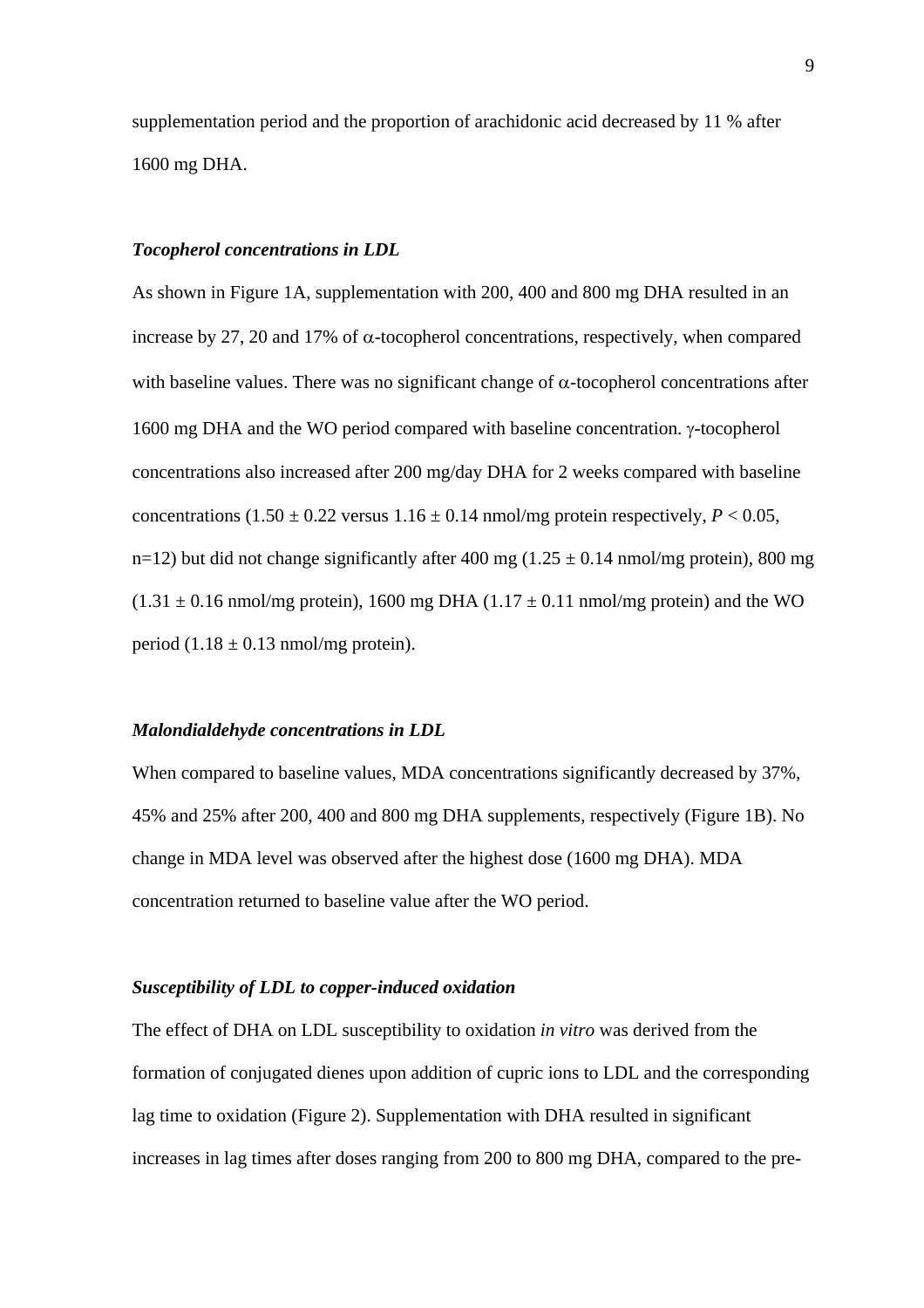supplementation period and the proportion of arachidonic acid decreased by 11 % after 1600 mg DHA.

### *Tocopherol concentrations in LDL*

As shown in Figure 1A, supplementation with 200, 400 and 800 mg DHA resulted in an increase by 27, 20 and 17% of $\alpha$-tocopherol concentrations, respectively, when compared with baseline values. There was no significant change of $\alpha$-tocopherol concentrations after 1600 mg DHA and the WO period compared with baseline concentration. $\gamma$-tocopherol concentrations also increased after 200 mg/day DHA for 2 weeks compared with baseline concentrations ($1.50 \pm 0.22$ versus $1.16 \pm 0.14$ nmol/mg protein respectively, $P < 0.05$, n=12) but did not change significantly after 400 mg ($1.25 \pm 0.14$ nmol/mg protein), 800 mg ($1.31 \pm 0.16$ nmol/mg protein), 1600 mg DHA ($1.17 \pm 0.11$ nmol/mg protein) and the WO period ($1.18 \pm 0.13$ nmol/mg protein).

### *Malondialdehyde concentrations in LDL*

When compared to baseline values, MDA concentrations significantly decreased by 37%, 45% and 25% after 200, 400 and 800 mg DHA supplements, respectively (Figure 1B). No change in MDA level was observed after the highest dose (1600 mg DHA). MDA concentration returned to baseline value after the WO period.

### *Susceptibility of LDL to copper-induced oxidation*

The effect of DHA on LDL susceptibility to oxidation *in vitro* was derived from the formation of conjugated dienes upon addition of cupric ions to LDL and the corresponding lag time to oxidation (Figure 2). Supplementation with DHA resulted in significant increases in lag times after doses ranging from 200 to 800 mg DHA, compared to the pre-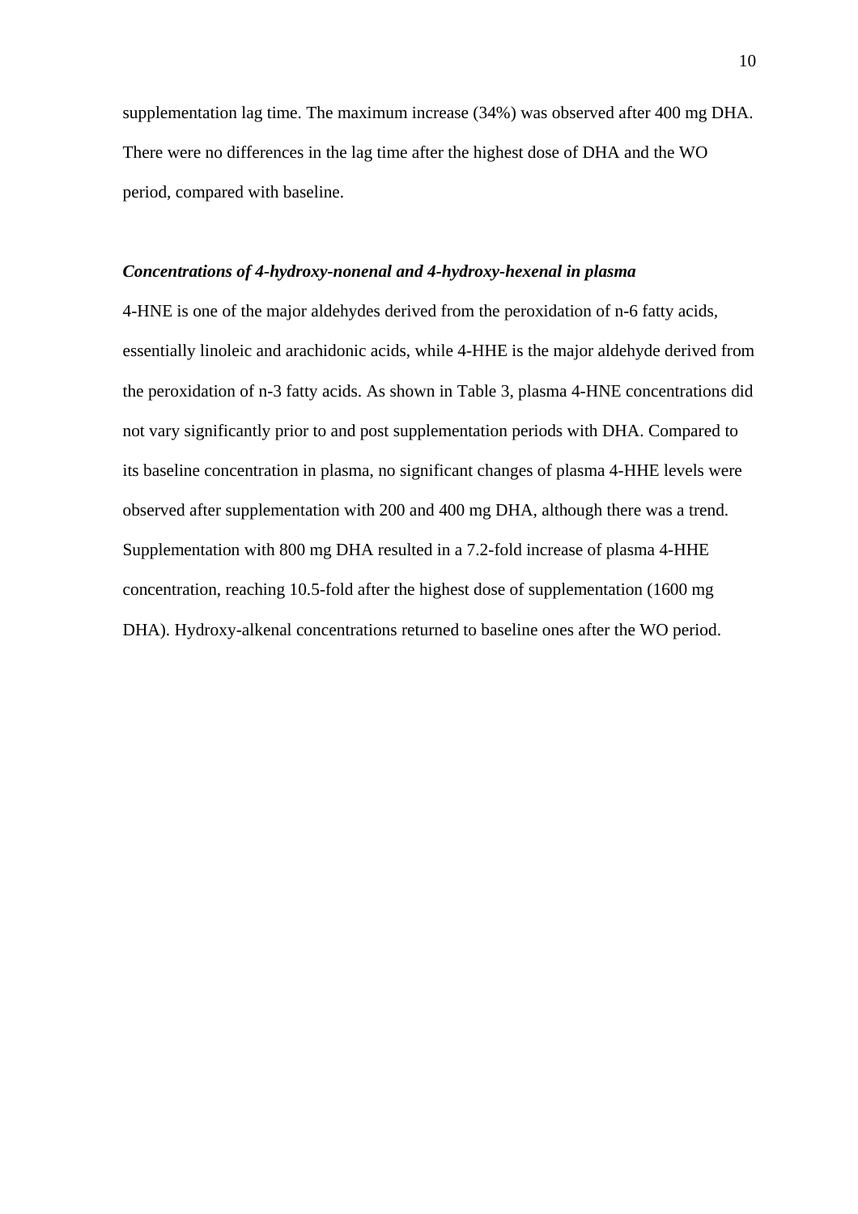supplementation lag time. The maximum increase (34%) was observed after 400 mg DHA. There were no differences in the lag time after the highest dose of DHA and the WO period, compared with baseline.

***Concentrations of 4-hydroxy-nonenal and 4-hydroxy-hexenal in plasma***

4-HNE is one of the major aldehydes derived from the peroxidation of n-6 fatty acids, essentially linoleic and arachidonic acids, while 4-HHE is the major aldehyde derived from the peroxidation of n-3 fatty acids. As shown in Table 3, plasma 4-HNE concentrations did not vary significantly prior to and post supplementation periods with DHA. Compared to its baseline concentration in plasma, no significant changes of plasma 4-HHE levels were observed after supplementation with 200 and 400 mg DHA, although there was a trend. Supplementation with 800 mg DHA resulted in a 7.2-fold increase of plasma 4-HHE concentration, reaching 10.5-fold after the highest dose of supplementation (1600 mg DHA). Hydroxy-alkenal concentrations returned to baseline ones after the WO period.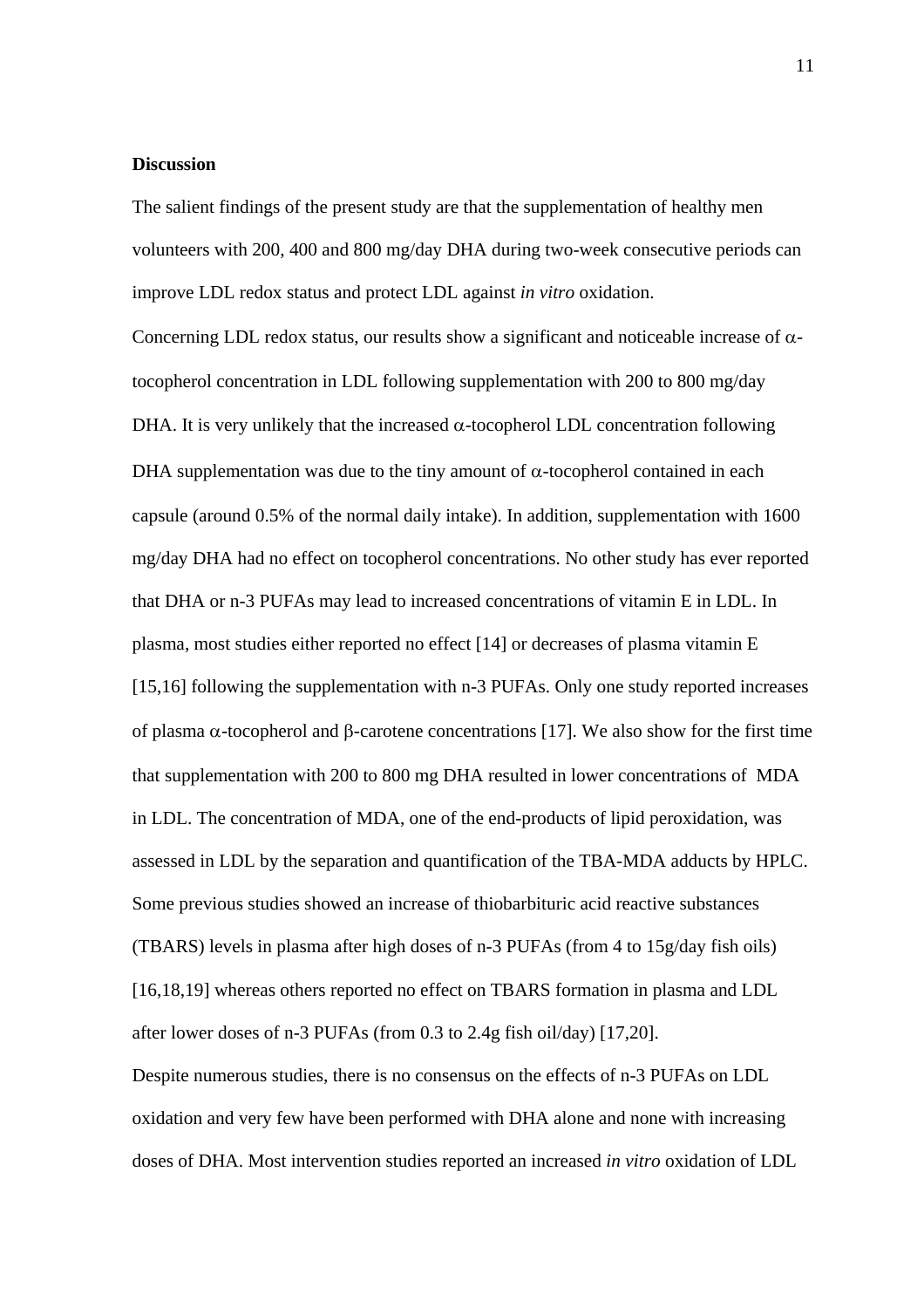**Discussion**

The salient findings of the present study are that the supplementation of healthy men volunteers with 200, 400 and 800 mg/day DHA during two-week consecutive periods can improve LDL redox status and protect LDL against *in vitro* oxidation.

Concerning LDL redox status, our results show a significant and noticeable increase of $\alpha$-tocopherol concentration in LDL following supplementation with 200 to 800 mg/day DHA. It is very unlikely that the increased $\alpha$-tocopherol LDL concentration following DHA supplementation was due to the tiny amount of $\alpha$-tocopherol contained in each capsule (around 0.5% of the normal daily intake). In addition, supplementation with 1600 mg/day DHA had no effect on tocopherol concentrations. No other study has ever reported that DHA or n-3 PUFAs may lead to increased concentrations of vitamin E in LDL. In plasma, most studies either reported no effect [14] or decreases of plasma vitamin E [15,16] following the supplementation with n-3 PUFAs. Only one study reported increases of plasma $\alpha$-tocopherol and $\beta$-carotene concentrations [17]. We also show for the first time that supplementation with 200 to 800 mg DHA resulted in lower concentrations of MDA in LDL. The concentration of MDA, one of the end-products of lipid peroxidation, was assessed in LDL by the separation and quantification of the TBA-MDA adducts by HPLC. Some previous studies showed an increase of thiobarbituric acid reactive substances (TBARS) levels in plasma after high doses of n-3 PUFAs (from 4 to 15g/day fish oils) [16,18,19] whereas others reported no effect on TBARS formation in plasma and LDL after lower doses of n-3 PUFAs (from 0.3 to 2.4g fish oil/day) [17,20].

Despite numerous studies, there is no consensus on the effects of n-3 PUFAs on LDL oxidation and very few have been performed with DHA alone and none with increasing doses of DHA. Most intervention studies reported an increased *in vitro* oxidation of LDL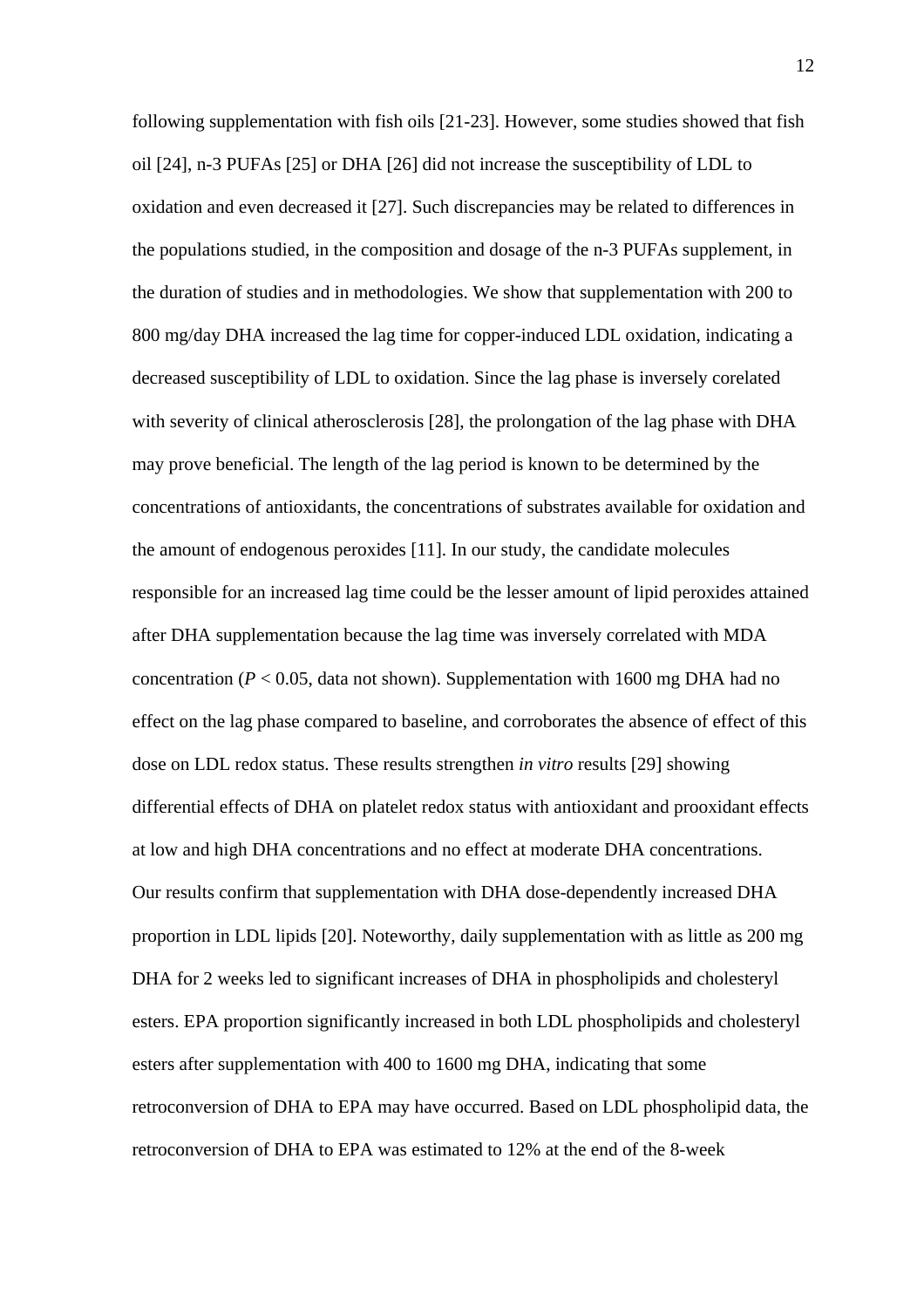following supplementation with fish oils [21-23]. However, some studies showed that fish oil [24], n-3 PUFAs [25] or DHA [26] did not increase the susceptibility of LDL to oxidation and even decreased it [27]. Such discrepancies may be related to differences in the populations studied, in the composition and dosage of the n-3 PUFAs supplement, in the duration of studies and in methodologies. We show that supplementation with 200 to 800 mg/day DHA increased the lag time for copper-induced LDL oxidation, indicating a decreased susceptibility of LDL to oxidation. Since the lag phase is inversely corelated with severity of clinical atherosclerosis [28], the prolongation of the lag phase with DHA may prove beneficial. The length of the lag period is known to be determined by the concentrations of antioxidants, the concentrations of substrates available for oxidation and the amount of endogenous peroxides [11]. In our study, the candidate molecules responsible for an increased lag time could be the lesser amount of lipid peroxides attained after DHA supplementation because the lag time was inversely correlated with MDA concentration ($P < 0.05$, data not shown). Supplementation with 1600 mg DHA had no effect on the lag phase compared to baseline, and corroborates the absence of effect of this dose on LDL redox status. These results strengthen *in vitro* results [29] showing differential effects of DHA on platelet redox status with antioxidant and prooxidant effects at low and high DHA concentrations and no effect at moderate DHA concentrations.

Our results confirm that supplementation with DHA dose-dependently increased DHA proportion in LDL lipids [20]. Noteworthy, daily supplementation with as little as 200 mg DHA for 2 weeks led to significant increases of DHA in phospholipids and cholesteryl esters. EPA proportion significantly increased in both LDL phospholipids and cholesteryl esters after supplementation with 400 to 1600 mg DHA, indicating that some retroconversion of DHA to EPA may have occurred. Based on LDL phospholipid data, the retroconversion of DHA to EPA was estimated to 12% at the end of the 8-week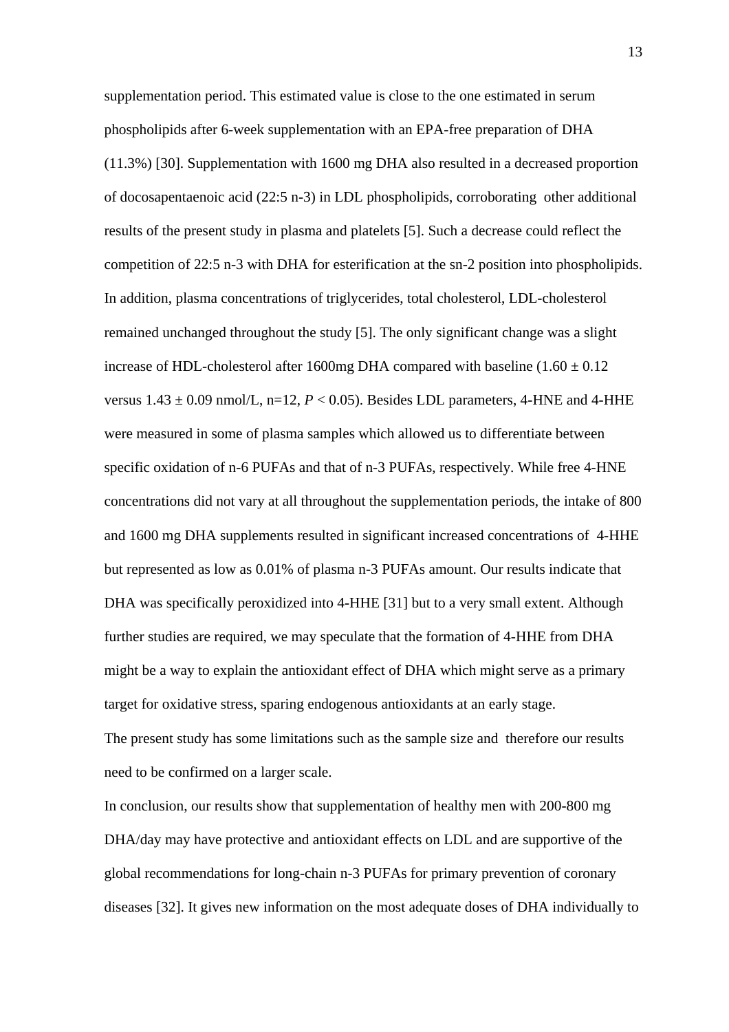supplementation period. This estimated value is close to the one estimated in serum phospholipids after 6-week supplementation with an EPA-free preparation of DHA (11.3%) [30]. Supplementation with 1600 mg DHA also resulted in a decreased proportion of docosapentaenoic acid (22:5 n-3) in LDL phospholipids, corroborating other additional results of the present study in plasma and platelets [5]. Such a decrease could reflect the competition of 22:5 n-3 with DHA for esterification at the sn-2 position into phospholipids. In addition, plasma concentrations of triglycerides, total cholesterol, LDL-cholesterol remained unchanged throughout the study [5]. The only significant change was a slight increase of HDL-cholesterol after 1600mg DHA compared with baseline ($1.60 \pm 0.12$ versus $1.43 \pm 0.09$ nmol/L, n=12, $P < 0.05$). Besides LDL parameters, 4-HNE and 4-HHE were measured in some of plasma samples which allowed us to differentiate between specific oxidation of n-6 PUFAs and that of n-3 PUFAs, respectively. While free 4-HNE concentrations did not vary at all throughout the supplementation periods, the intake of 800 and 1600 mg DHA supplements resulted in significant increased concentrations of 4-HHE but represented as low as 0.01% of plasma n-3 PUFAs amount. Our results indicate that DHA was specifically peroxidized into 4-HHE [31] but to a very small extent. Although further studies are required, we may speculate that the formation of 4-HHE from DHA might be a way to explain the antioxidant effect of DHA which might serve as a primary target for oxidative stress, sparing endogenous antioxidants at an early stage.

The present study has some limitations such as the sample size and therefore our results need to be confirmed on a larger scale.

In conclusion, our results show that supplementation of healthy men with 200-800 mg DHA/day may have protective and antioxidant effects on LDL and are supportive of the global recommendations for long-chain n-3 PUFAs for primary prevention of coronary diseases [32]. It gives new information on the most adequate doses of DHA individually to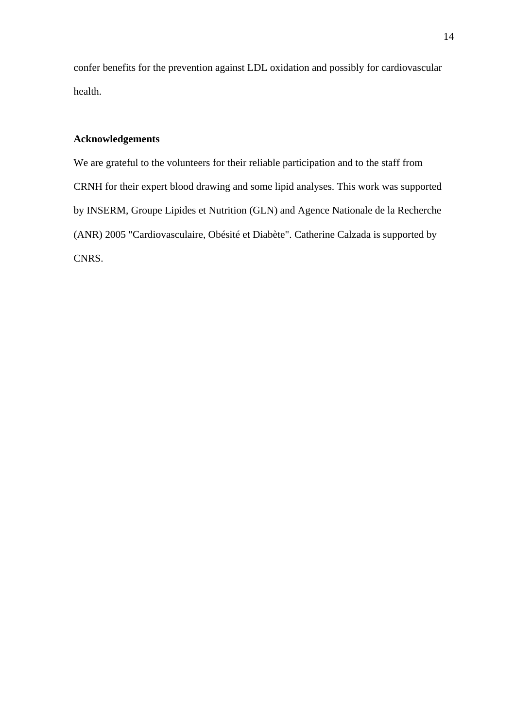confer benefits for the prevention against LDL oxidation and possibly for cardiovascular health.

**Acknowledgements**

We are grateful to the volunteers for their reliable participation and to the staff from CRNH for their expert blood drawing and some lipid analyses. This work was supported by INSERM, Groupe Lipides et Nutrition (GLN) and Agence Nationale de la Recherche (ANR) 2005 "Cardiovasculaire, Obésité et Diabète". Catherine Calzada is supported by CNRS.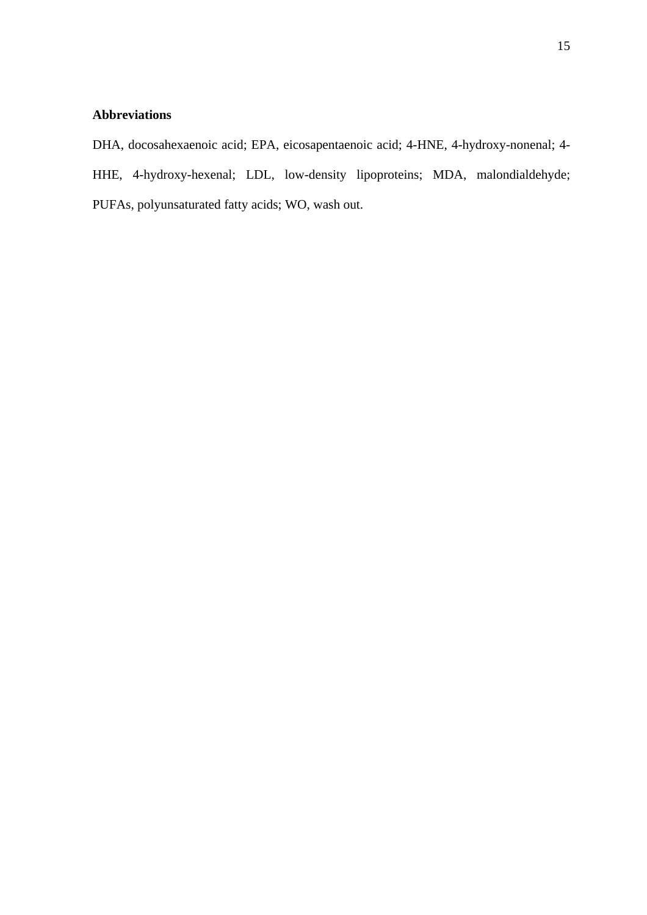## Abbreviations

DHA, docosahexaenoic acid; EPA, eicosapentaenoic acid; 4-HNE, 4-hydroxy-nonenal; 4-HHE, 4-hydroxy-hexenal; LDL, low-density lipoproteins; MDA, malondialdehyde; PUFAs, polyunsaturated fatty acids; WO, wash out.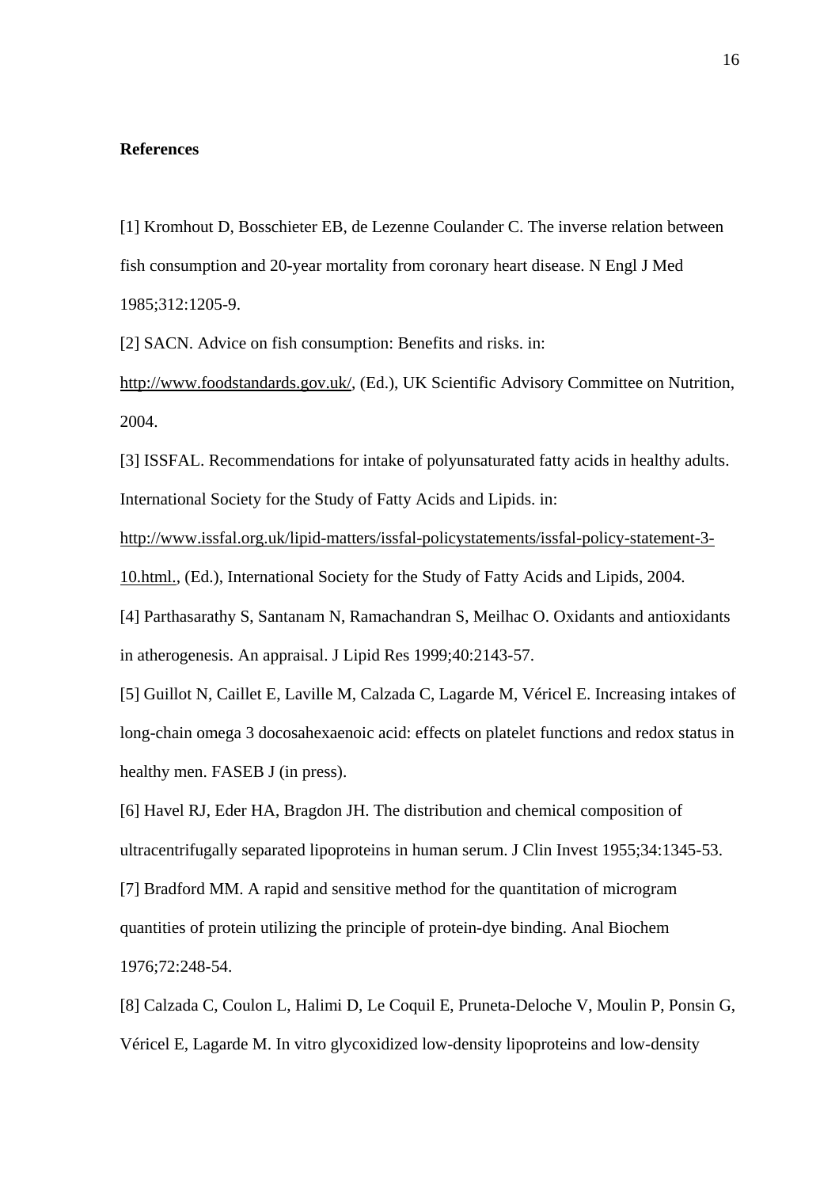## References

[1] Kromhout D, Bosschieter EB, de Lezenne Coulander C. The inverse relation between fish consumption and 20-year mortality from coronary heart disease. N Engl J Med 1985;312:1205-9.

[2] SACN. Advice on fish consumption: Benefits and risks. in: http://www.foodstandards.gov.uk/, (Ed.), UK Scientific Advisory Committee on Nutrition, 2004.

[3] ISSFAL. Recommendations for intake of polyunsaturated fatty acids in healthy adults. International Society for the Study of Fatty Acids and Lipids. in: http://www.issfal.org.uk/lipid-matters/issfal-policystatements/issfal-policy-statement-3-10.html., (Ed.), International Society for the Study of Fatty Acids and Lipids, 2004.

[4] Parthasarathy S, Santanam N, Ramachandran S, Meilhac O. Oxidants and antioxidants in atherogenesis. An appraisal. J Lipid Res 1999;40:2143-57.

[5] Guillot N, Caillet E, Laville M, Calzada C, Lagarde M, Véricel E. Increasing intakes of long-chain omega 3 docosahexaenoic acid: effects on platelet functions and redox status in healthy men. FASEB J (in press).

[6] Havel RJ, Eder HA, Bragdon JH. The distribution and chemical composition of ultracentrifugally separated lipoproteins in human serum. J Clin Invest 1955;34:1345-53.

[7] Bradford MM. A rapid and sensitive method for the quantitation of microgram quantities of protein utilizing the principle of protein-dye binding. Anal Biochem 1976;72:248-54.

[8] Calzada C, Coulon L, Halimi D, Le Coquil E, Pruneta-Deloche V, Moulin P, Ponsin G, Véricel E, Lagarde M. In vitro glycoxidized low-density lipoproteins and low-density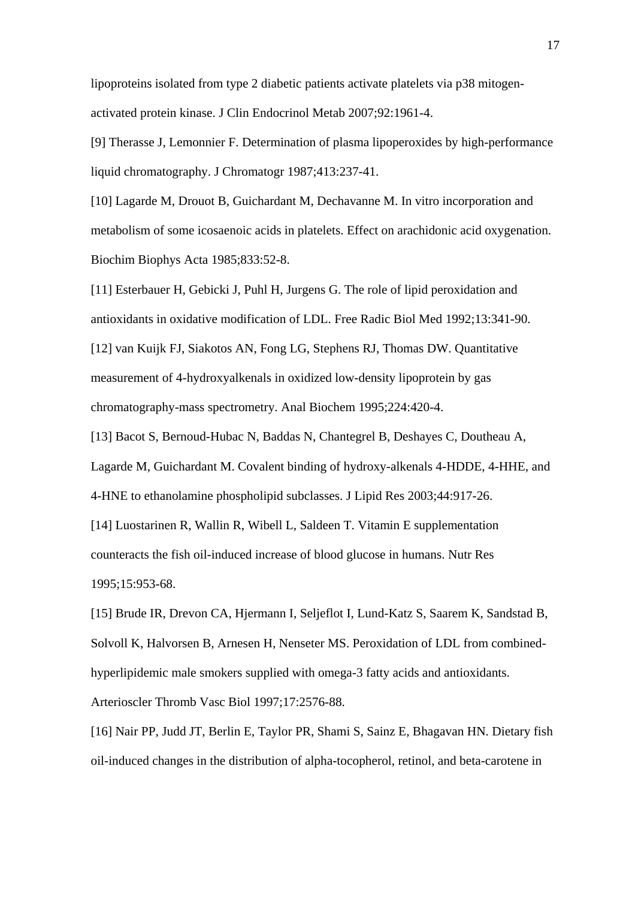lipoproteins isolated from type 2 diabetic patients activate platelets via p38 mitogen-activated protein kinase. J Clin Endocrinol Metab 2007;92:1961-4.

[9] Therasse J, Lemonnier F. Determination of plasma lipoperoxides by high-performance liquid chromatography. J Chromatogr 1987;413:237-41.

[10] Lagarde M, Drouot B, Guichardant M, Dechavanne M. In vitro incorporation and metabolism of some icosaenoic acids in platelets. Effect on arachidonic acid oxygenation. Biochim Biophys Acta 1985;833:52-8.

[11] Esterbauer H, Gebicki J, Puhl H, Jurgens G. The role of lipid peroxidation and antioxidants in oxidative modification of LDL. Free Radic Biol Med 1992;13:341-90.

[12] van Kuijk FJ, Siakotos AN, Fong LG, Stephens RJ, Thomas DW. Quantitative measurement of 4-hydroxyalkenals in oxidized low-density lipoprotein by gas chromatography-mass spectrometry. Anal Biochem 1995;224:420-4.

[13] Bacot S, Bernoud-Hubac N, Baddas N, Chantegrel B, Deshayes C, Doutheau A, Lagarde M, Guichardant M. Covalent binding of hydroxy-alkenals 4-HDDE, 4-HHE, and 4-HNE to ethanolamine phospholipid subclasses. J Lipid Res 2003;44:917-26.

[14] Luostarinen R, Wallin R, Wibell L, Saldeen T. Vitamin E supplementation counteracts the fish oil-induced increase of blood glucose in humans. Nutr Res 1995;15:953-68.

[15] Brude IR, Drevon CA, Hjermann I, Seljeflot I, Lund-Katz S, Saarem K, Sandstad B, Solvoll K, Halvorsen B, Arnesen H, Nenseter MS. Peroxidation of LDL from combined-hyperlipidemic male smokers supplied with omega-3 fatty acids and antioxidants. Arterioscler Thromb Vasc Biol 1997;17:2576-88.

[16] Nair PP, Judd JT, Berlin E, Taylor PR, Shami S, Sainz E, Bhagavan HN. Dietary fish oil-induced changes in the distribution of alpha-tocopherol, retinol, and beta-carotene in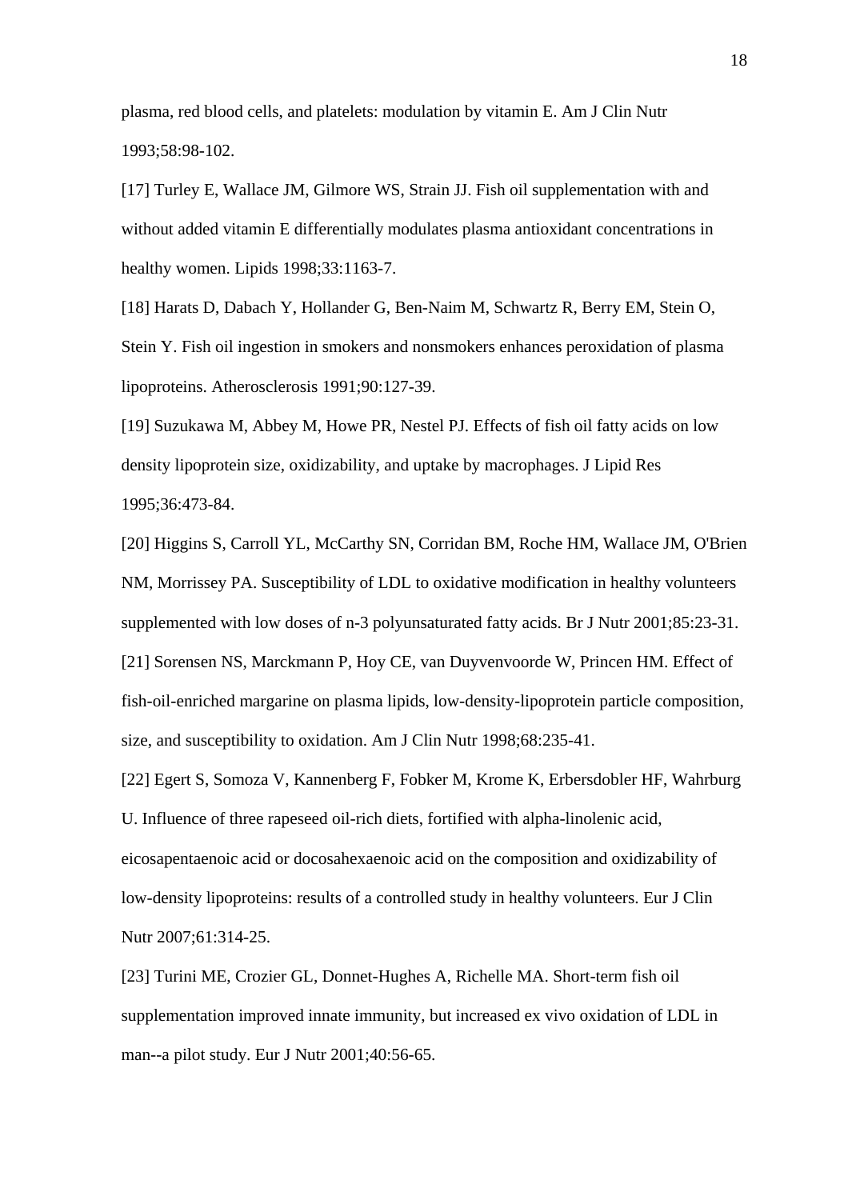plasma, red blood cells, and platelets: modulation by vitamin E. Am J Clin Nutr 1993;58:98-102.

[17] Turley E, Wallace JM, Gilmore WS, Strain JJ. Fish oil supplementation with and without added vitamin E differentially modulates plasma antioxidant concentrations in healthy women. Lipids 1998;33:1163-7.

[18] Harats D, Dabach Y, Hollander G, Ben-Naim M, Schwartz R, Berry EM, Stein O, Stein Y. Fish oil ingestion in smokers and nonsmokers enhances peroxidation of plasma lipoproteins. Atherosclerosis 1991;90:127-39.

[19] Suzukawa M, Abbey M, Howe PR, Nestel PJ. Effects of fish oil fatty acids on low density lipoprotein size, oxidizability, and uptake by macrophages. J Lipid Res 1995;36:473-84.

[20] Higgins S, Carroll YL, McCarthy SN, Corridan BM, Roche HM, Wallace JM, O'Brien NM, Morrissey PA. Susceptibility of LDL to oxidative modification in healthy volunteers supplemented with low doses of n-3 polyunsaturated fatty acids. Br J Nutr 2001;85:23-31.

[21] Sorensen NS, Marckmann P, Hoy CE, van Duyvenvoorde W, Princen HM. Effect of fish-oil-enriched margarine on plasma lipids, low-density-lipoprotein particle composition, size, and susceptibility to oxidation. Am J Clin Nutr 1998;68:235-41.

[22] Egert S, Somoza V, Kannenberg F, Fobker M, Krome K, Erbersdobler HF, Wahrburg U. Influence of three rapeseed oil-rich diets, fortified with alpha-linolenic acid, eicosapentaenoic acid or docosahexaenoic acid on the composition and oxidizability of low-density lipoproteins: results of a controlled study in healthy volunteers. Eur J Clin Nutr 2007;61:314-25.

[23] Turini ME, Crozier GL, Donnet-Hughes A, Richelle MA. Short-term fish oil supplementation improved innate immunity, but increased ex vivo oxidation of LDL in man--a pilot study. Eur J Nutr 2001;40:56-65.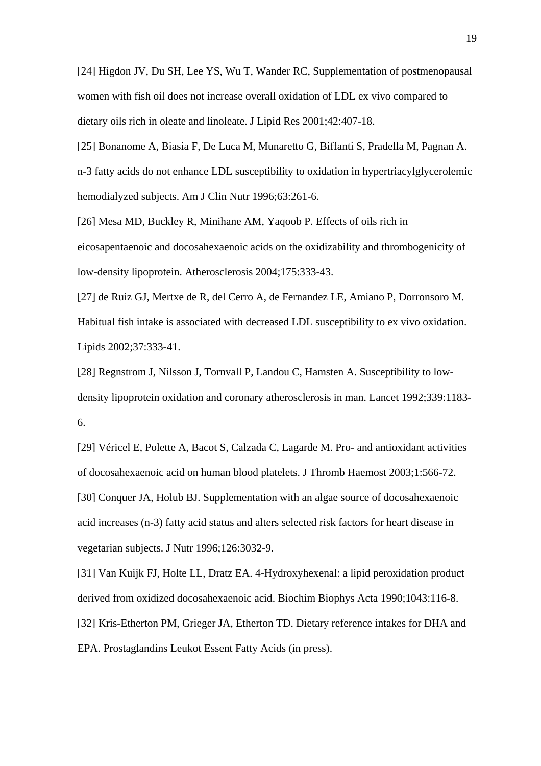[24] Higdon JV, Du SH, Lee YS, Wu T, Wander RC, Supplementation of postmenopausal women with fish oil does not increase overall oxidation of LDL ex vivo compared to dietary oils rich in oleate and linoleate. J Lipid Res 2001;42:407-18.

[25] Bonanome A, Biasia F, De Luca M, Munaretto G, Biffanti S, Pradella M, Pagnan A. n-3 fatty acids do not enhance LDL susceptibility to oxidation in hypertriacylglycerolemic hemodialyzed subjects. Am J Clin Nutr 1996;63:261-6.

[26] Mesa MD, Buckley R, Minihane AM, Yaqoob P. Effects of oils rich in eicosapentaenoic and docosahexaenoic acids on the oxidizability and thrombogenicity of low-density lipoprotein. Atherosclerosis 2004;175:333-43.

[27] de Ruiz GJ, Mertxe de R, del Cerro A, de Fernandez LE, Amiano P, Dorronsoro M. Habitual fish intake is associated with decreased LDL susceptibility to ex vivo oxidation. Lipids 2002;37:333-41.

[28] Regnstrom J, Nilsson J, Tornvall P, Landou C, Hamsten A. Susceptibility to low-density lipoprotein oxidation and coronary atherosclerosis in man. Lancet 1992;339:1183-6.

[29] Véricel E, Polette A, Bacot S, Calzada C, Lagarde M. Pro- and antioxidant activities of docosahexaenoic acid on human blood platelets. J Thromb Haemost 2003;1:566-72.

[30] Conquer JA, Holub BJ. Supplementation with an algae source of docosahexaenoic acid increases (n-3) fatty acid status and alters selected risk factors for heart disease in vegetarian subjects. J Nutr 1996;126:3032-9.

[31] Van Kuijk FJ, Holte LL, Dratz EA. 4-Hydroxyhexenal: a lipid peroxidation product derived from oxidized docosahexaenoic acid. Biochim Biophys Acta 1990;1043:116-8.

[32] Kris-Etherton PM, Grieger JA, Etherton TD. Dietary reference intakes for DHA and EPA. Prostaglandins Leukot Essent Fatty Acids (in press).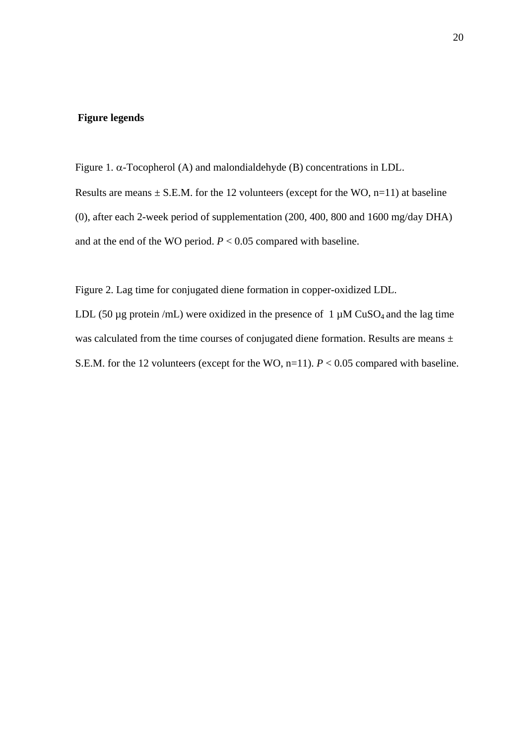**Figure legends**

Figure 1. α-Tocopherol (A) and malondialdehyde (B) concentrations in LDL.

Results are means ± S.E.M. for the 12 volunteers (except for the WO, n=11) at baseline (0), after each 2-week period of supplementation (200, 400, 800 and 1600 mg/day DHA) and at the end of the WO period. $P < 0.05$ compared with baseline.

Figure 2. Lag time for conjugated diene formation in copper-oxidized LDL.

LDL (50 µg protein /mL) were oxidized in the presence of 1 µM $CuSO_4$ and the lag time was calculated from the time courses of conjugated diene formation. Results are means ± S.E.M. for the 12 volunteers (except for the WO, n=11). $P < 0.05$ compared with baseline.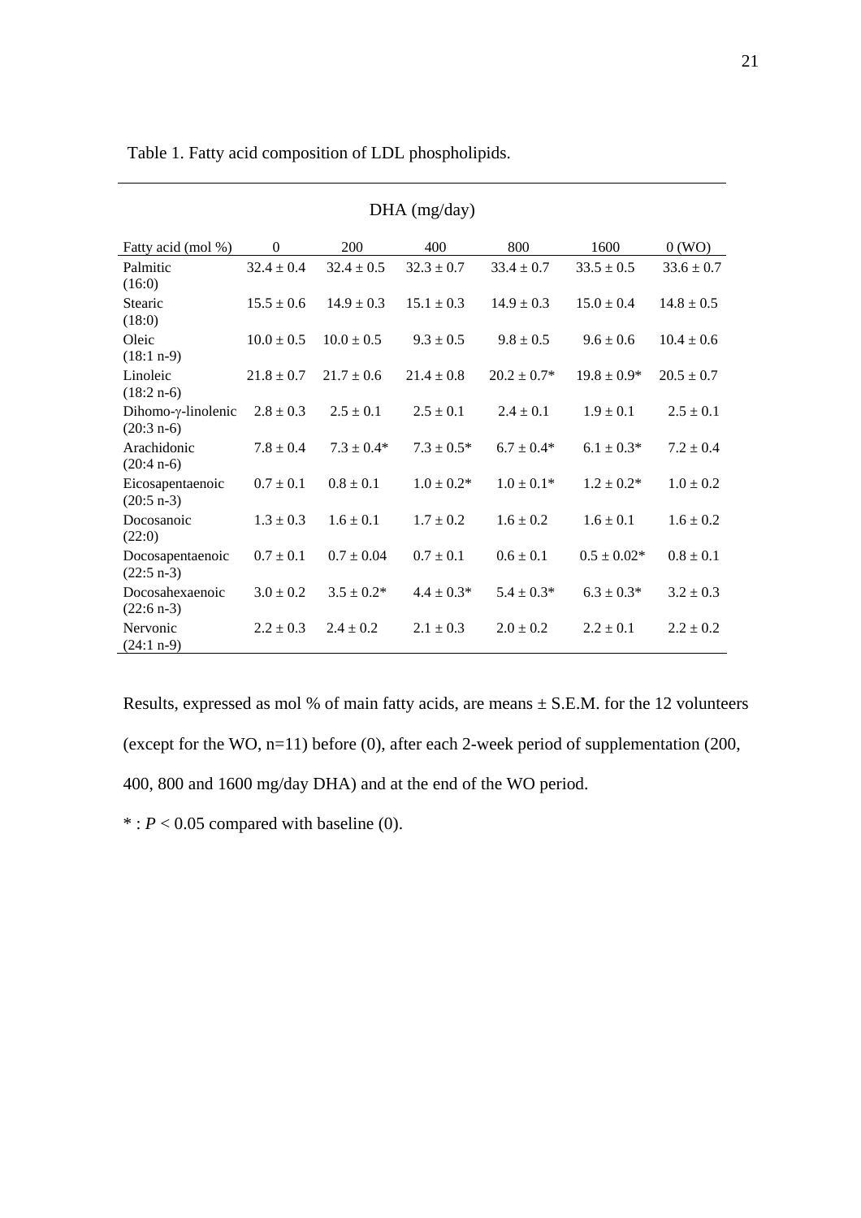Table 1. Fatty acid composition of LDL phospholipids.

| | DHA (mg/day) | | | | | |
|---|---|---|---|---|---|---|
| Fatty acid (mol %) | 0 | 200 | 400 | 800 | 1600 | 0 (WO) |
| Palmitic (16:0) | 32.4 ± 0.4 | 32.4 ± 0.5 | 32.3 ± 0.7 | 33.4 ± 0.7 | 33.5 ± 0.5 | 33.6 ± 0.7 |
| Stearic (18:0) | 15.5 ± 0.6 | 14.9 ± 0.3 | 15.1 ± 0.3 | 14.9 ± 0.3 | 15.0 ± 0.4 | 14.8 ± 0.5 |
| Oleic (18:1 n-9) | 10.0 ± 0.5 | 10.0 ± 0.5 | 9.3 ± 0.5 | 9.8 ± 0.5 | 9.6 ± 0.6 | 10.4 ± 0.6 |
| Linoleic (18:2 n-6) | 21.8 ± 0.7 | 21.7 ± 0.6 | 21.4 ± 0.8 | 20.2 ± 0.7* | 19.8 ± 0.9* | 20.5 ± 0.7 |
| Dihomo-γ-linolenic (20:3 n-6) | 2.8 ± 0.3 | 2.5 ± 0.1 | 2.5 ± 0.1 | 2.4 ± 0.1 | 1.9 ± 0.1 | 2.5 ± 0.1 |
| Arachidonic (20:4 n-6) | 7.8 ± 0.4 | 7.3 ± 0.4* | 7.3 ± 0.5* | 6.7 ± 0.4* | 6.1 ± 0.3* | 7.2 ± 0.4 |
| Eicosapentaenoic (20:5 n-3) | 0.7 ± 0.1 | 0.8 ± 0.1 | 1.0 ± 0.2* | 1.0 ± 0.1* | 1.2 ± 0.2* | 1.0 ± 0.2 |
| Docosanoic (22:0) | 1.3 ± 0.3 | 1.6 ± 0.1 | 1.7 ± 0.2 | 1.6 ± 0.2 | 1.6 ± 0.1 | 1.6 ± 0.2 |
| Docosapentaenoic (22:5 n-3) | 0.7 ± 0.1 | 0.7 ± 0.04 | 0.7 ± 0.1 | 0.6 ± 0.1 | 0.5 ± 0.02* | 0.8 ± 0.1 |
| Docosahexaenoic (22:6 n-3) | 3.0 ± 0.2 | 3.5 ± 0.2* | 4.4 ± 0.3* | 5.4 ± 0.3* | 6.3 ± 0.3* | 3.2 ± 0.3 |
| Nervonic (24:1 n-9) | 2.2 ± 0.3 | 2.4 ± 0.2 | 2.1 ± 0.3 | 2.0 ± 0.2 | 2.2 ± 0.1 | 2.2 ± 0.2 |

Results, expressed as mol % of main fatty acids, are means ± S.E.M. for the 12 volunteers (except for the WO, n=11) before (0), after each 2-week period of supplementation (200, 400, 800 and 1600 mg/day DHA) and at the end of the WO period.

* : $P < 0.05$ compared with baseline (0).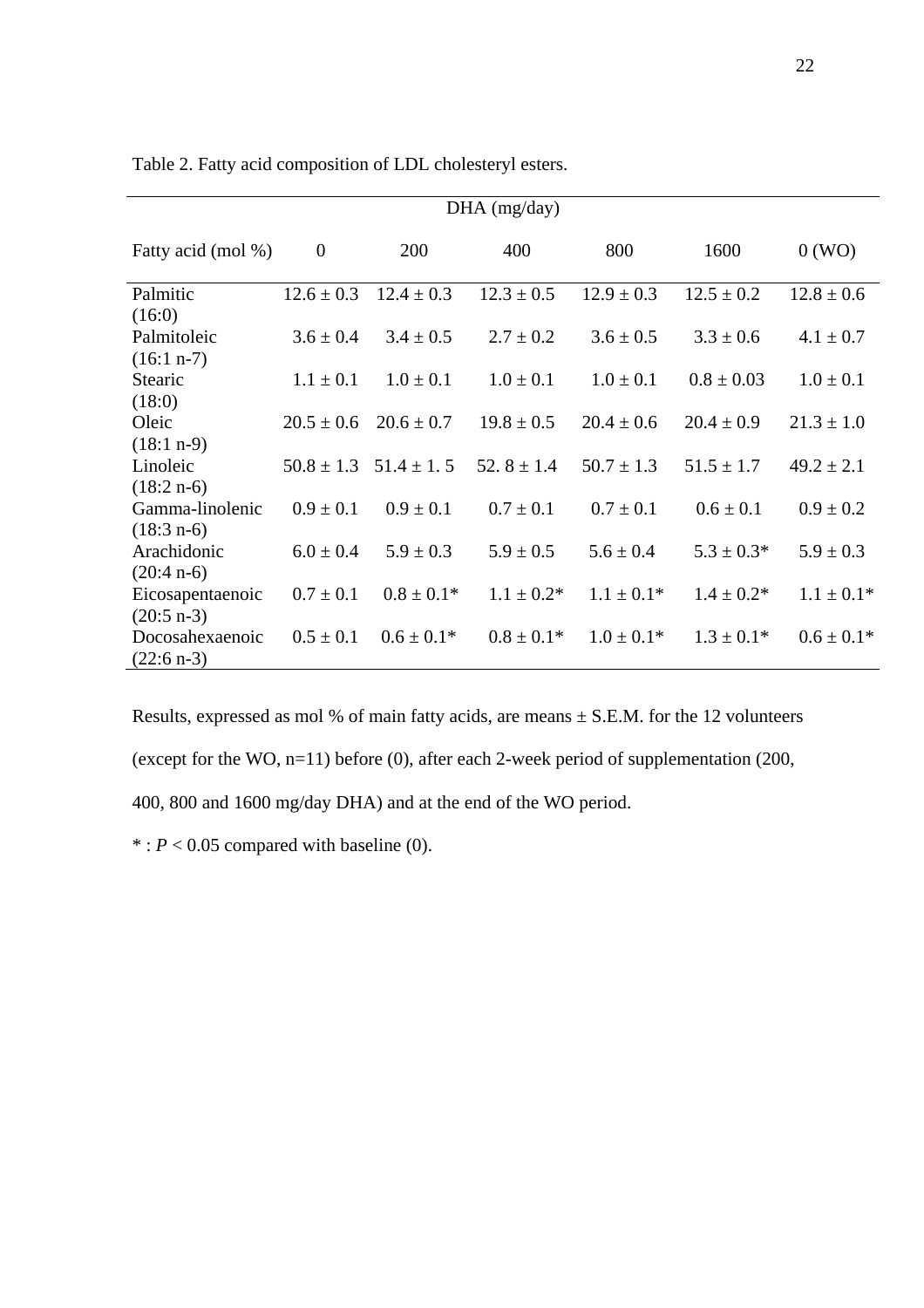Table 2. Fatty acid composition of LDL cholesteryl esters.

| | DHA (mg/day) | | | | | |
|---|---|---|---|---|---|---|
| Fatty acid (mol %) | 0 | 200 | 400 | 800 | 1600 | 0 (WO) |
| Palmitic (16:0) | 12.6 ± 0.3 | 12.4 ± 0.3 | 12.3 ± 0.5 | 12.9 ± 0.3 | 12.5 ± 0.2 | 12.8 ± 0.6 |
| Palmitoleic (16:1 n-7) | 3.6 ± 0.4 | 3.4 ± 0.5 | 2.7 ± 0.2 | 3.6 ± 0.5 | 3.3 ± 0.6 | 4.1 ± 0.7 |
| Stearic (18:0) | 1.1 ± 0.1 | 1.0 ± 0.1 | 1.0 ± 0.1 | 1.0 ± 0.1 | 0.8 ± 0.03 | 1.0 ± 0.1 |
| Oleic (18:1 n-9) | 20.5 ± 0.6 | 20.6 ± 0.7 | 19.8 ± 0.5 | 20.4 ± 0.6 | 20.4 ± 0.9 | 21.3 ± 1.0 |
| Linoleic (18:2 n-6) | 50.8 ± 1.3 | 51.4 ± 1. 5 | 52. 8 ± 1.4 | 50.7 ± 1.3 | 51.5 ± 1.7 | 49.2 ± 2.1 |
| Gamma-linolenic (18:3 n-6) | 0.9 ± 0.1 | 0.9 ± 0.1 | 0.7 ± 0.1 | 0.7 ± 0.1 | 0.6 ± 0.1 | 0.9 ± 0.2 |
| Arachidonic (20:4 n-6) | 6.0 ± 0.4 | 5.9 ± 0.3 | 5.9 ± 0.5 | 5.6 ± 0.4 | 5.3 ± 0.3* | 5.9 ± 0.3 |
| Eicosapentaenoic (20:5 n-3) | 0.7 ± 0.1 | 0.8 ± 0.1* | 1.1 ± 0.2* | 1.1 ± 0.1* | 1.4 ± 0.2* | 1.1 ± 0.1* |
| Docosahexaenoic (22:6 n-3) | 0.5 ± 0.1 | 0.6 ± 0.1* | 0.8 ± 0.1* | 1.0 ± 0.1* | 1.3 ± 0.1* | 0.6 ± 0.1* |

Results, expressed as mol % of main fatty acids, are means ± S.E.M. for the 12 volunteers (except for the WO, n=11) before (0), after each 2-week period of supplementation (200, 400, 800 and 1600 mg/day DHA) and at the end of the WO period.

* : $P < 0.05$ compared with baseline (0).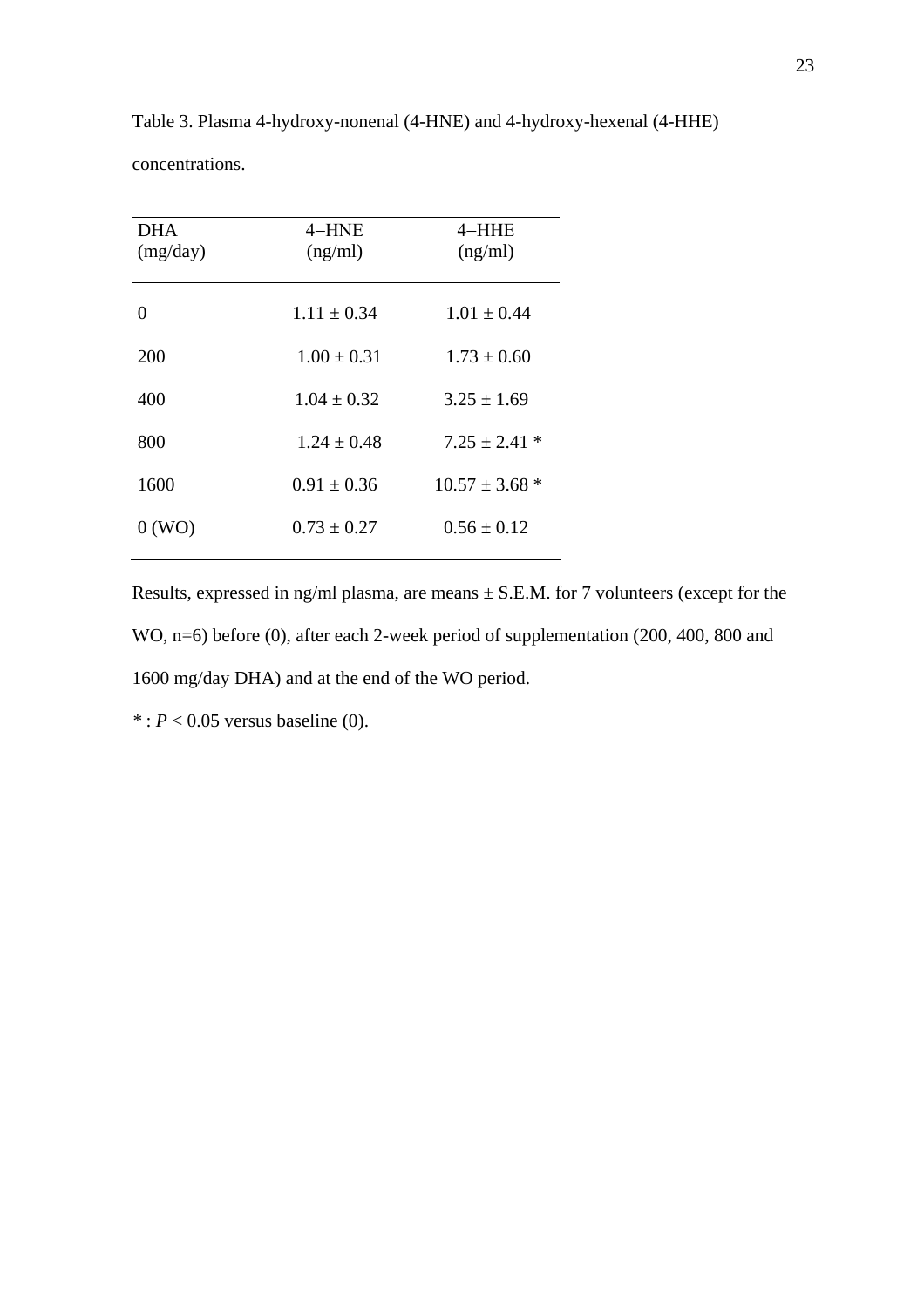Table 3. Plasma 4-hydroxy-nonenal (4-HNE) and 4-hydroxy-hexenal (4-HHE) concentrations.

| DHA (mg/day) | 4–HNE (ng/ml) | 4–HHE (ng/ml) |
|---|---|---|
| 0 | 1.11 ± 0.34 | 1.01 ± 0.44 |
| 200 | 1.00 ± 0.31 | 1.73 ± 0.60 |
| 400 | 1.04 ± 0.32 | 3.25 ± 1.69 |
| 800 | 1.24 ± 0.48 | 7.25 ± 2.41 * |
| 1600 | 0.91 ± 0.36 | 10.57 ± 3.68 * |
| 0 (WO) | 0.73 ± 0.27 | 0.56 ± 0.12 |

Results, expressed in ng/ml plasma, are means ± S.E.M. for 7 volunteers (except for the WO, n=6) before (0), after each 2-week period of supplementation (200, 400, 800 and 1600 mg/day DHA) and at the end of the WO period.

* : $P < 0.05$ versus baseline (0).